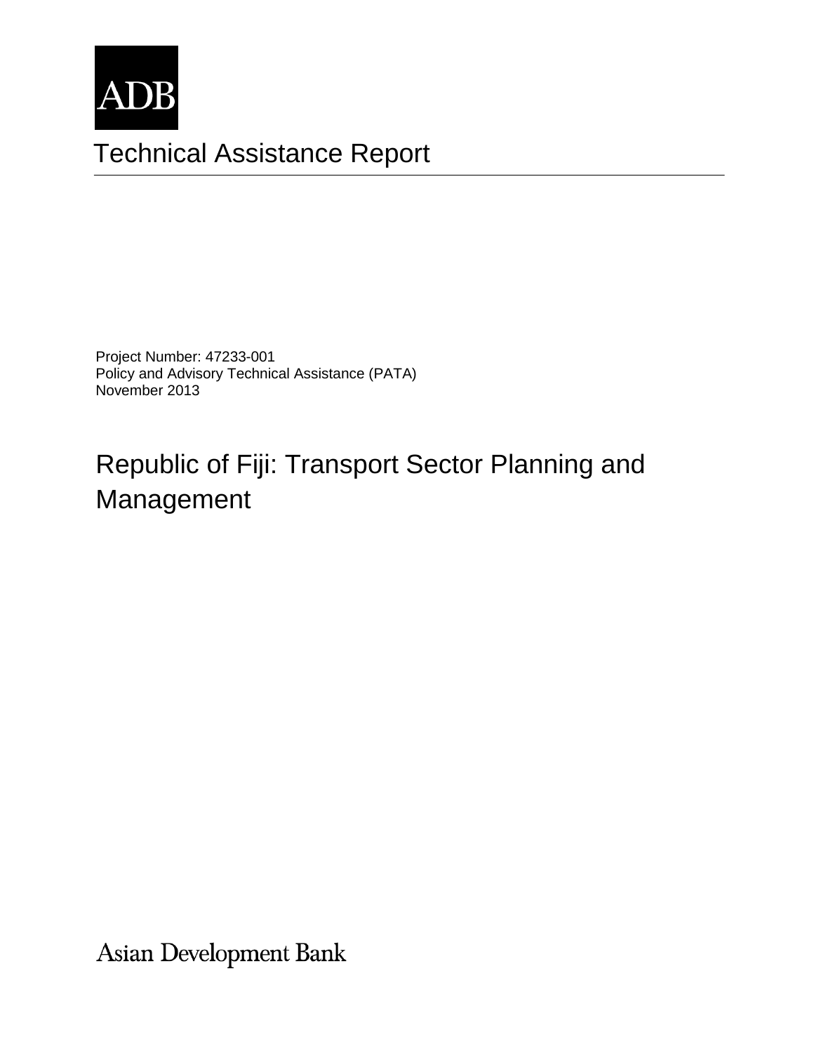ADB

# Technical Assistance Report

Project Number: 47233-001
Policy and Advisory Technical Assistance (PATA)
November 2013

## Republic of Fiji: Transport Sector Planning and Management

Asian Development Bank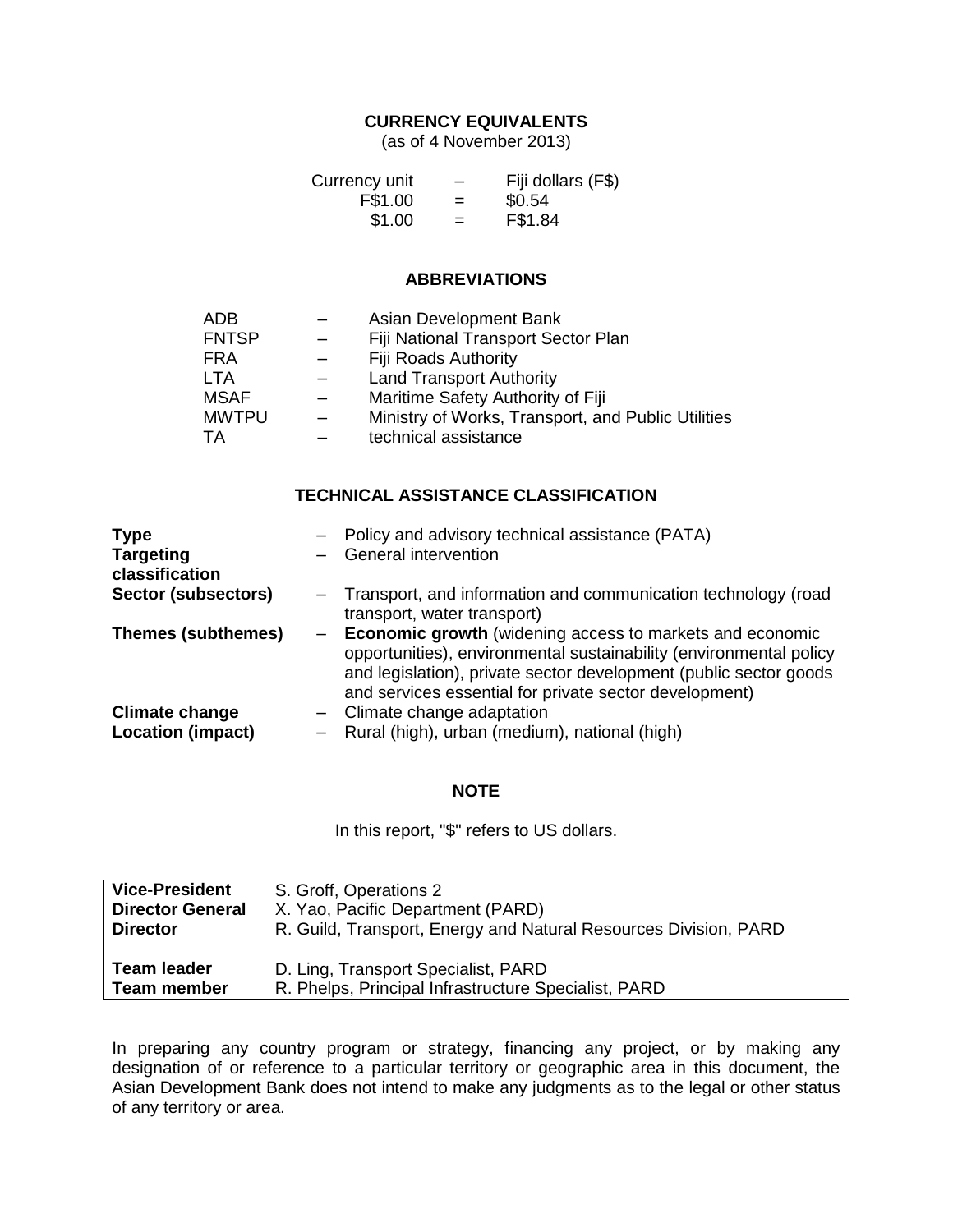## CURRENCY EQUIVALENTS

(as of 4 November 2013)

| | | |
|---|---|---|
| Currency unit | – | Fiji dollars (F$) |
| F$1.00 | = | $0.54 |
| $1.00 | = | F$1.84 |

## ABBREVIATIONS

| | | |
|---|---|---|
| ADB | – | Asian Development Bank |
| FNTSP | – | Fiji National Transport Sector Plan |
| FRA | – | Fiji Roads Authority |
| LTA | – | Land Transport Authority |
| MSAF | – | Maritime Safety Authority of Fiji |
| MWTPU | – | Ministry of Works, Transport, and Public Utilities |
| TA | – | technical assistance |

## TECHNICAL ASSISTANCE CLASSIFICATION

| | | |
|---|---|---|
| **Type** | – | Policy and advisory technical assistance (PATA) |
| **Targeting classification** | – | General intervention |
| **Sector (subsectors)** | – | Transport, and information and communication technology (road transport, water transport) |
| **Themes (subthemes)** | – | **Economic growth** (widening access to markets and economic opportunities), environmental sustainability (environmental policy and legislation), private sector development (public sector goods and services essential for private sector development) |
| **Climate change** | – | Climate change adaptation |
| **Location (impact)** | – | Rural (high), urban (medium), national (high) |

## NOTE

In this report, "$" refers to US dollars.

| | |
|---|---|
| **Vice-President** | S. Groff, Operations 2 |
| **Director General** | X. Yao, Pacific Department (PARD) |
| **Director** | R. Guild, Transport, Energy and Natural Resources Division, PARD |
| **Team leader** | D. Ling, Transport Specialist, PARD |
| **Team member** | R. Phelps, Principal Infrastructure Specialist, PARD |

In preparing any country program or strategy, financing any project, or by making any designation of or reference to a particular territory or geographic area in this document, the Asian Development Bank does not intend to make any judgments as to the legal or other status of any territory or area.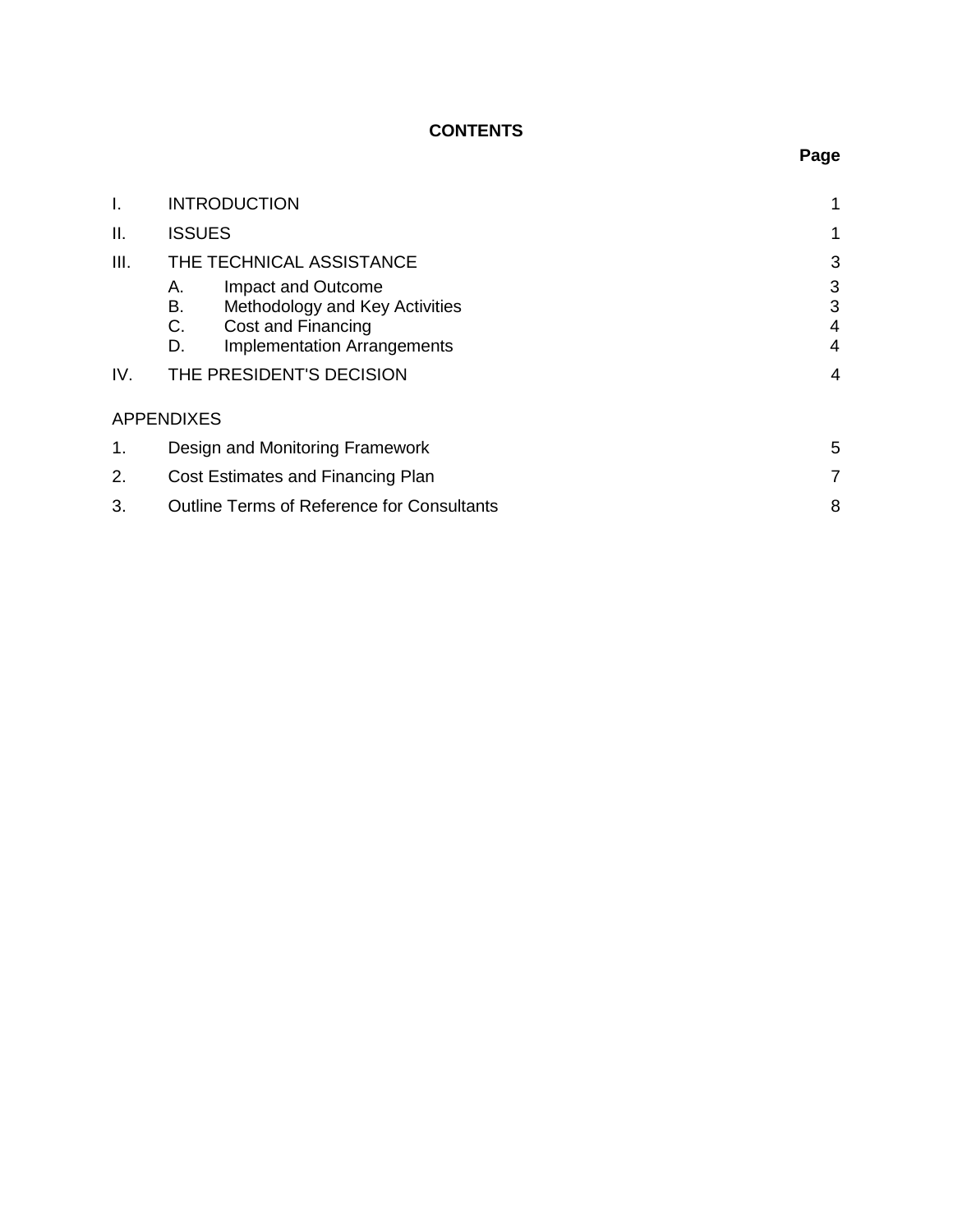# CONTENTS

| | | Page |
|---|---|---|
| I. | INTRODUCTION | 1 |
| II. | ISSUES | 1 |
| III. | THE TECHNICAL ASSISTANCE | 3 |
| | A. Impact and Outcome | 3 |
| | B. Methodology and Key Activities | 3 |
| | C. Cost and Financing | 4 |
| | D. Implementation Arrangements | 4 |
| IV. | THE PRESIDENT'S DECISION | 4 |

APPENDIXES

| | | |
|---|---|---|
| 1. | Design and Monitoring Framework | 5 |
| 2. | Cost Estimates and Financing Plan | 7 |
| 3. | Outline Terms of Reference for Consultants | 8 |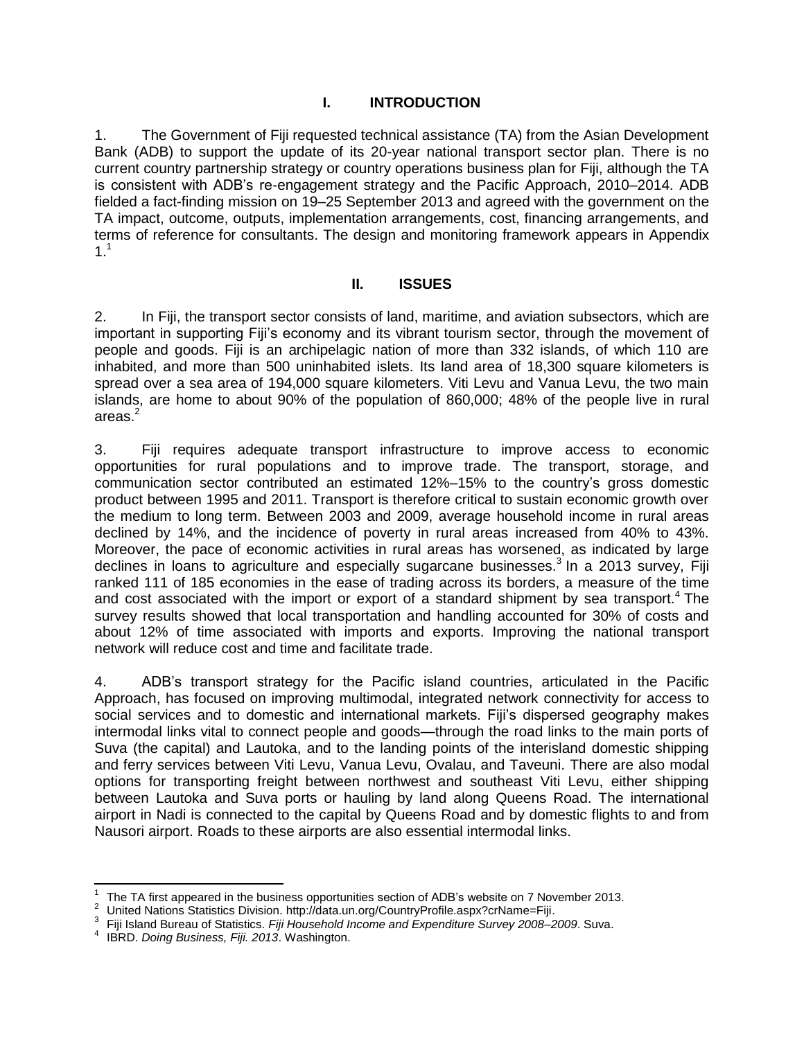# I. INTRODUCTION

1. The Government of Fiji requested technical assistance (TA) from the Asian Development Bank (ADB) to support the update of its 20-year national transport sector plan. There is no current country partnership strategy or country operations business plan for Fiji, although the TA is consistent with ADB's re-engagement strategy and the Pacific Approach, 2010–2014. ADB fielded a fact-finding mission on 19–25 September 2013 and agreed with the government on the TA impact, outcome, outputs, implementation arrangements, cost, financing arrangements, and terms of reference for consultants. The design and monitoring framework appears in Appendix 1.[1]

# II. ISSUES

2. In Fiji, the transport sector consists of land, maritime, and aviation subsectors, which are important in supporting Fiji's economy and its vibrant tourism sector, through the movement of people and goods. Fiji is an archipelagic nation of more than 332 islands, of which 110 are inhabited, and more than 500 uninhabited islets. Its land area of 18,300 square kilometers is spread over a sea area of 194,000 square kilometers. Viti Levu and Vanua Levu, the two main islands, are home to about 90% of the population of 860,000; 48% of the people live in rural areas.[2]

3. Fiji requires adequate transport infrastructure to improve access to economic opportunities for rural populations and to improve trade. The transport, storage, and communication sector contributed an estimated 12%–15% to the country's gross domestic product between 1995 and 2011. Transport is therefore critical to sustain economic growth over the medium to long term. Between 2003 and 2009, average household income in rural areas declined by 14%, and the incidence of poverty in rural areas increased from 40% to 43%. Moreover, the pace of economic activities in rural areas has worsened, as indicated by large declines in loans to agriculture and especially sugarcane businesses.[3] In a 2013 survey, Fiji ranked 111 of 185 economies in the ease of trading across its borders, a measure of the time and cost associated with the import or export of a standard shipment by sea transport.[4] The survey results showed that local transportation and handling accounted for 30% of costs and about 12% of time associated with imports and exports. Improving the national transport network will reduce cost and time and facilitate trade.

4. ADB's transport strategy for the Pacific island countries, articulated in the Pacific Approach, has focused on improving multimodal, integrated network connectivity for access to social services and to domestic and international markets. Fiji's dispersed geography makes intermodal links vital to connect people and goods—through the road links to the main ports of Suva (the capital) and Lautoka, and to the landing points of the interisland domestic shipping and ferry services between Viti Levu, Vanua Levu, Ovalau, and Taveuni. There are also modal options for transporting freight between northwest and southeast Viti Levu, either shipping between Lautoka and Suva ports or hauling by land along Queens Road. The international airport in Nadi is connected to the capital by Queens Road and by domestic flights to and from Nausori airport. Roads to these airports are also essential intermodal links.

---

[1] The TA first appeared in the business opportunities section of ADB's website on 7 November 2013.

[2] United Nations Statistics Division. http://data.un.org/CountryProfile.aspx?crName=Fiji.

[3] Fiji Island Bureau of Statistics. *Fiji Household Income and Expenditure Survey 2008–2009*. Suva.

[4] IBRD. *Doing Business, Fiji. 2013*. Washington.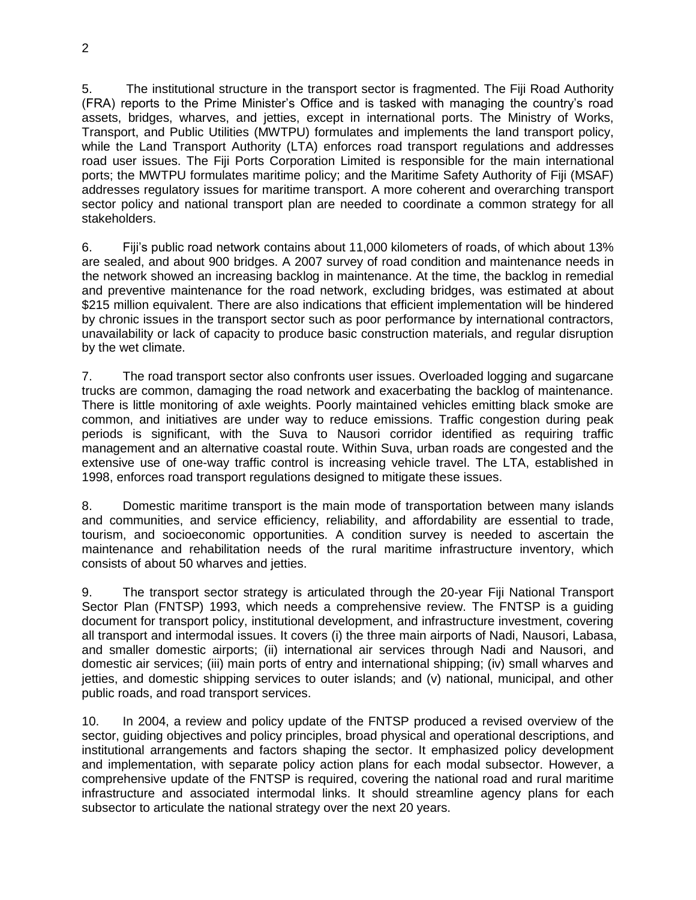5. The institutional structure in the transport sector is fragmented. The Fiji Road Authority (FRA) reports to the Prime Minister's Office and is tasked with managing the country's road assets, bridges, wharves, and jetties, except in international ports. The Ministry of Works, Transport, and Public Utilities (MWTPU) formulates and implements the land transport policy, while the Land Transport Authority (LTA) enforces road transport regulations and addresses road user issues. The Fiji Ports Corporation Limited is responsible for the main international ports; the MWTPU formulates maritime policy; and the Maritime Safety Authority of Fiji (MSAF) addresses regulatory issues for maritime transport. A more coherent and overarching transport sector policy and national transport plan are needed to coordinate a common strategy for all stakeholders.

6. Fiji's public road network contains about 11,000 kilometers of roads, of which about 13% are sealed, and about 900 bridges. A 2007 survey of road condition and maintenance needs in the network showed an increasing backlog in maintenance. At the time, the backlog in remedial and preventive maintenance for the road network, excluding bridges, was estimated at about $215 million equivalent. There are also indications that efficient implementation will be hindered by chronic issues in the transport sector such as poor performance by international contractors, unavailability or lack of capacity to produce basic construction materials, and regular disruption by the wet climate.

7. The road transport sector also confronts user issues. Overloaded logging and sugarcane trucks are common, damaging the road network and exacerbating the backlog of maintenance. There is little monitoring of axle weights. Poorly maintained vehicles emitting black smoke are common, and initiatives are under way to reduce emissions. Traffic congestion during peak periods is significant, with the Suva to Nausori corridor identified as requiring traffic management and an alternative coastal route. Within Suva, urban roads are congested and the extensive use of one-way traffic control is increasing vehicle travel. The LTA, established in 1998, enforces road transport regulations designed to mitigate these issues.

8. Domestic maritime transport is the main mode of transportation between many islands and communities, and service efficiency, reliability, and affordability are essential to trade, tourism, and socioeconomic opportunities. A condition survey is needed to ascertain the maintenance and rehabilitation needs of the rural maritime infrastructure inventory, which consists of about 50 wharves and jetties.

9. The transport sector strategy is articulated through the 20-year Fiji National Transport Sector Plan (FNTSP) 1993, which needs a comprehensive review. The FNTSP is a guiding document for transport policy, institutional development, and infrastructure investment, covering all transport and intermodal issues. It covers (i) the three main airports of Nadi, Nausori, Labasa, and smaller domestic airports; (ii) international air services through Nadi and Nausori, and domestic air services; (iii) main ports of entry and international shipping; (iv) small wharves and jetties, and domestic shipping services to outer islands; and (v) national, municipal, and other public roads, and road transport services.

10. In 2004, a review and policy update of the FNTSP produced a revised overview of the sector, guiding objectives and policy principles, broad physical and operational descriptions, and institutional arrangements and factors shaping the sector. It emphasized policy development and implementation, with separate policy action plans for each modal subsector. However, a comprehensive update of the FNTSP is required, covering the national road and rural maritime infrastructure and associated intermodal links. It should streamline agency plans for each subsector to articulate the national strategy over the next 20 years.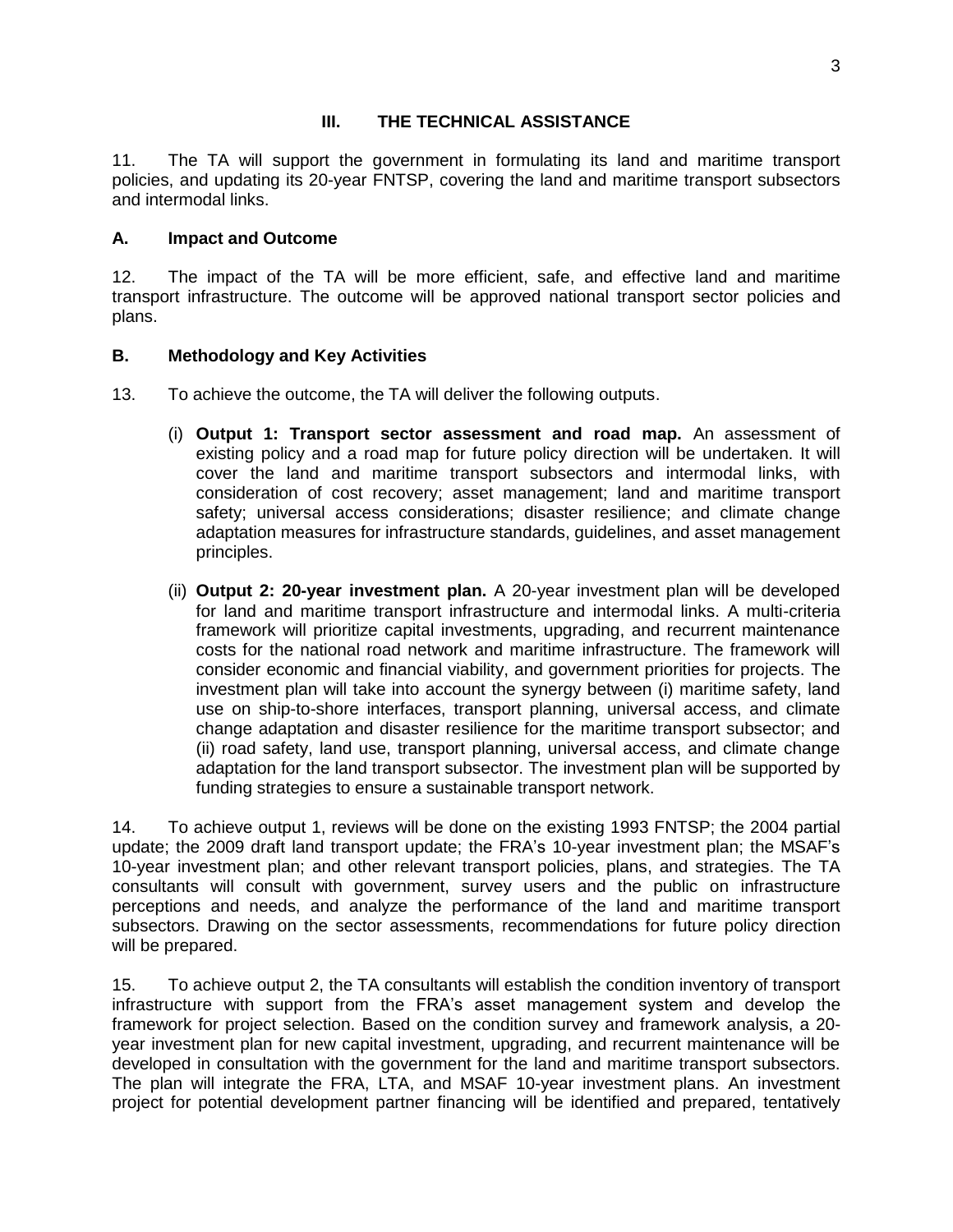## III. THE TECHNICAL ASSISTANCE

11. The TA will support the government in formulating its land and maritime transport policies, and updating its 20-year FNTSP, covering the land and maritime transport subsectors and intermodal links.

### A. Impact and Outcome

12. The impact of the TA will be more efficient, safe, and effective land and maritime transport infrastructure. The outcome will be approved national transport sector policies and plans.

### B. Methodology and Key Activities

13. To achieve the outcome, the TA will deliver the following outputs.

(i) **Output 1: Transport sector assessment and road map.** An assessment of existing policy and a road map for future policy direction will be undertaken. It will cover the land and maritime transport subsectors and intermodal links, with consideration of cost recovery; asset management; land and maritime transport safety; universal access considerations; disaster resilience; and climate change adaptation measures for infrastructure standards, guidelines, and asset management principles.

(ii) **Output 2: 20-year investment plan.** A 20-year investment plan will be developed for land and maritime transport infrastructure and intermodal links. A multi-criteria framework will prioritize capital investments, upgrading, and recurrent maintenance costs for the national road network and maritime infrastructure. The framework will consider economic and financial viability, and government priorities for projects. The investment plan will take into account the synergy between (i) maritime safety, land use on ship-to-shore interfaces, transport planning, universal access, and climate change adaptation and disaster resilience for the maritime transport subsector; and (ii) road safety, land use, transport planning, universal access, and climate change adaptation for the land transport subsector. The investment plan will be supported by funding strategies to ensure a sustainable transport network.

14. To achieve output 1, reviews will be done on the existing 1993 FNTSP; the 2004 partial update; the 2009 draft land transport update; the FRA's 10-year investment plan; the MSAF's 10-year investment plan; and other relevant transport policies, plans, and strategies. The TA consultants will consult with government, survey users and the public on infrastructure perceptions and needs, and analyze the performance of the land and maritime transport subsectors. Drawing on the sector assessments, recommendations for future policy direction will be prepared.

15. To achieve output 2, the TA consultants will establish the condition inventory of transport infrastructure with support from the FRA's asset management system and develop the framework for project selection. Based on the condition survey and framework analysis, a 20-year investment plan for new capital investment, upgrading, and recurrent maintenance will be developed in consultation with the government for the land and maritime transport subsectors. The plan will integrate the FRA, LTA, and MSAF 10-year investment plans. An investment project for potential development partner financing will be identified and prepared, tentatively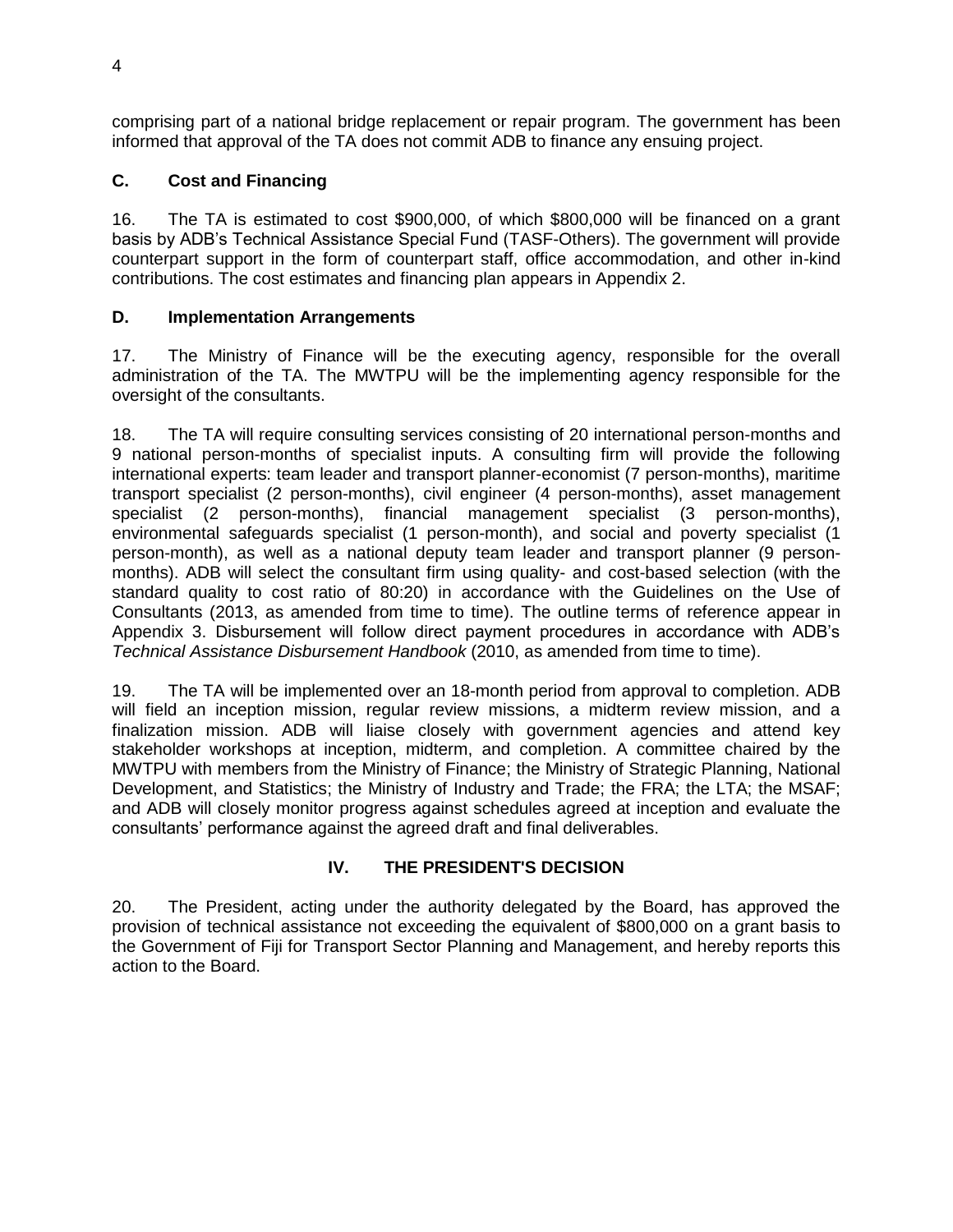comprising part of a national bridge replacement or repair program. The government has been informed that approval of the TA does not commit ADB to finance any ensuing project.

### C. Cost and Financing

16. The TA is estimated to cost $900,000, of which $800,000 will be financed on a grant basis by ADB's Technical Assistance Special Fund (TASF-Others). The government will provide counterpart support in the form of counterpart staff, office accommodation, and other in-kind contributions. The cost estimates and financing plan appears in Appendix 2.

### D. Implementation Arrangements

17. The Ministry of Finance will be the executing agency, responsible for the overall administration of the TA. The MWTPU will be the implementing agency responsible for the oversight of the consultants.

18. The TA will require consulting services consisting of 20 international person-months and 9 national person-months of specialist inputs. A consulting firm will provide the following international experts: team leader and transport planner-economist (7 person-months), maritime transport specialist (2 person-months), civil engineer (4 person-months), asset management specialist (2 person-months), financial management specialist (3 person-months), environmental safeguards specialist (1 person-month), and social and poverty specialist (1 person-month), as well as a national deputy team leader and transport planner (9 person-months). ADB will select the consultant firm using quality- and cost-based selection (with the standard quality to cost ratio of 80:20) in accordance with the Guidelines on the Use of Consultants (2013, as amended from time to time). The outline terms of reference appear in Appendix 3. Disbursement will follow direct payment procedures in accordance with ADB's *Technical Assistance Disbursement Handbook* (2010, as amended from time to time).

19. The TA will be implemented over an 18-month period from approval to completion. ADB will field an inception mission, regular review missions, a midterm review mission, and a finalization mission. ADB will liaise closely with government agencies and attend key stakeholder workshops at inception, midterm, and completion. A committee chaired by the MWTPU with members from the Ministry of Finance; the Ministry of Strategic Planning, National Development, and Statistics; the Ministry of Industry and Trade; the FRA; the LTA; the MSAF; and ADB will closely monitor progress against schedules agreed at inception and evaluate the consultants' performance against the agreed draft and final deliverables.

## IV. THE PRESIDENT'S DECISION

20. The President, acting under the authority delegated by the Board, has approved the provision of technical assistance not exceeding the equivalent of $800,000 on a grant basis to the Government of Fiji for Transport Sector Planning and Management, and hereby reports this action to the Board.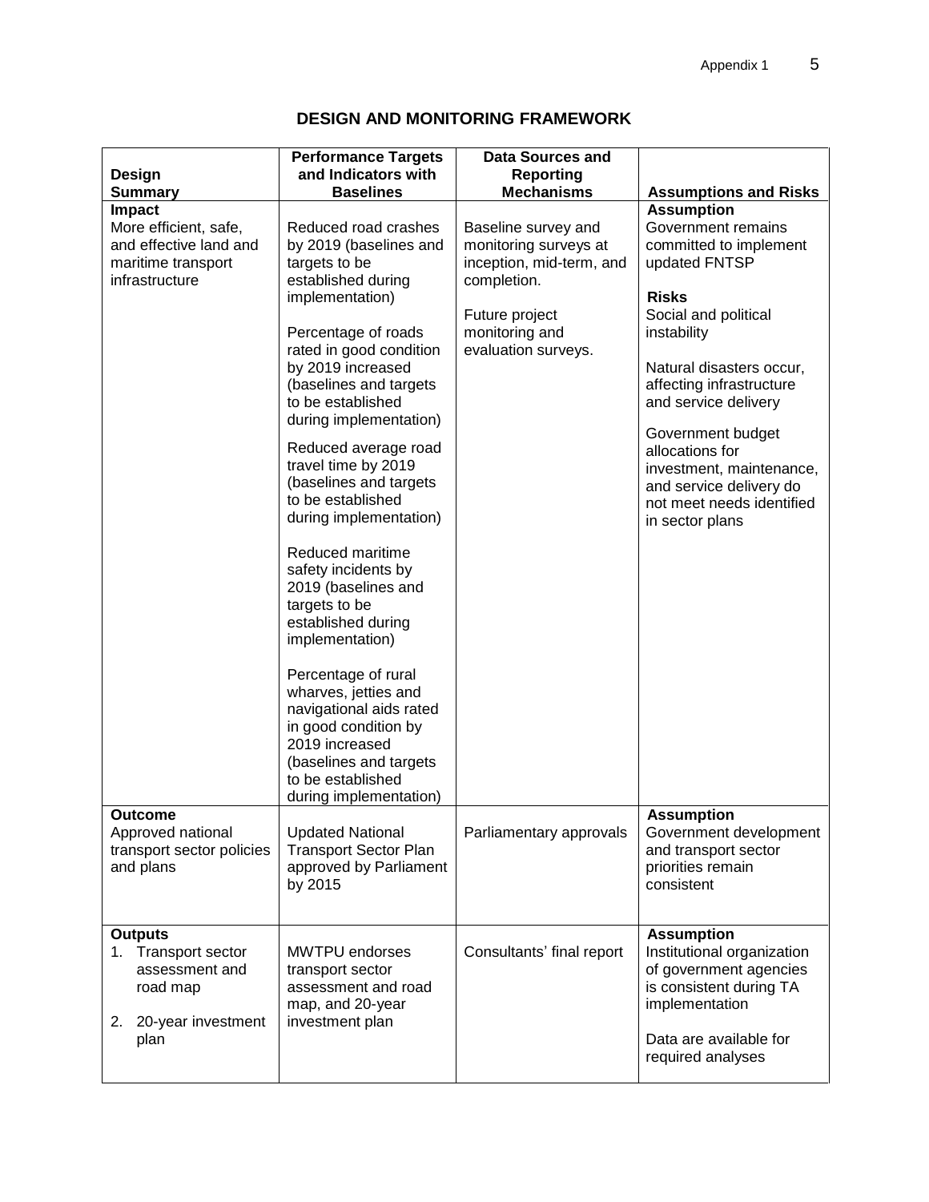## DESIGN AND MONITORING FRAMEWORK

| Design Summary | Performance Targets and Indicators with Baselines | Data Sources and Reporting Mechanisms | Assumptions and Risks |
|---|---|---|---|
| **Impact**<br>More efficient, safe, and effective land and maritime transport infrastructure | Reduced road crashes by 2019 (baselines and targets to be established during implementation)<br><br>Percentage of roads rated in good condition by 2019 increased (baselines and targets to be established during implementation)<br><br>Reduced average road travel time by 2019 (baselines and targets to be established during implementation)<br><br>Reduced maritime safety incidents by 2019 (baselines and targets to be established during implementation)<br><br>Percentage of rural wharves, jetties and navigational aids rated in good condition by 2019 increased (baselines and targets to be established during implementation) | Baseline survey and monitoring surveys at inception, mid-term, and completion.<br><br>Future project monitoring and evaluation surveys. | **Assumption**<br>Government remains committed to implement updated FNTSP<br><br>**Risks**<br>Social and political instability<br><br>Natural disasters occur, affecting infrastructure and service delivery<br><br>Government budget allocations for investment, maintenance, and service delivery do not meet needs identified in sector plans |
| **Outcome**<br>Approved national transport sector policies and plans | Updated National Transport Sector Plan approved by Parliament by 2015 | Parliamentary approvals | **Assumption**<br>Government development and transport sector priorities remain consistent |
| **Outputs**<br>1. Transport sector assessment and road map<br><br>2. 20-year investment plan | MWTPU endorses transport sector assessment and road map, and 20-year investment plan | Consultants' final report | **Assumption**<br>Institutional organization of government agencies is consistent during TA implementation<br><br>Data are available for required analyses |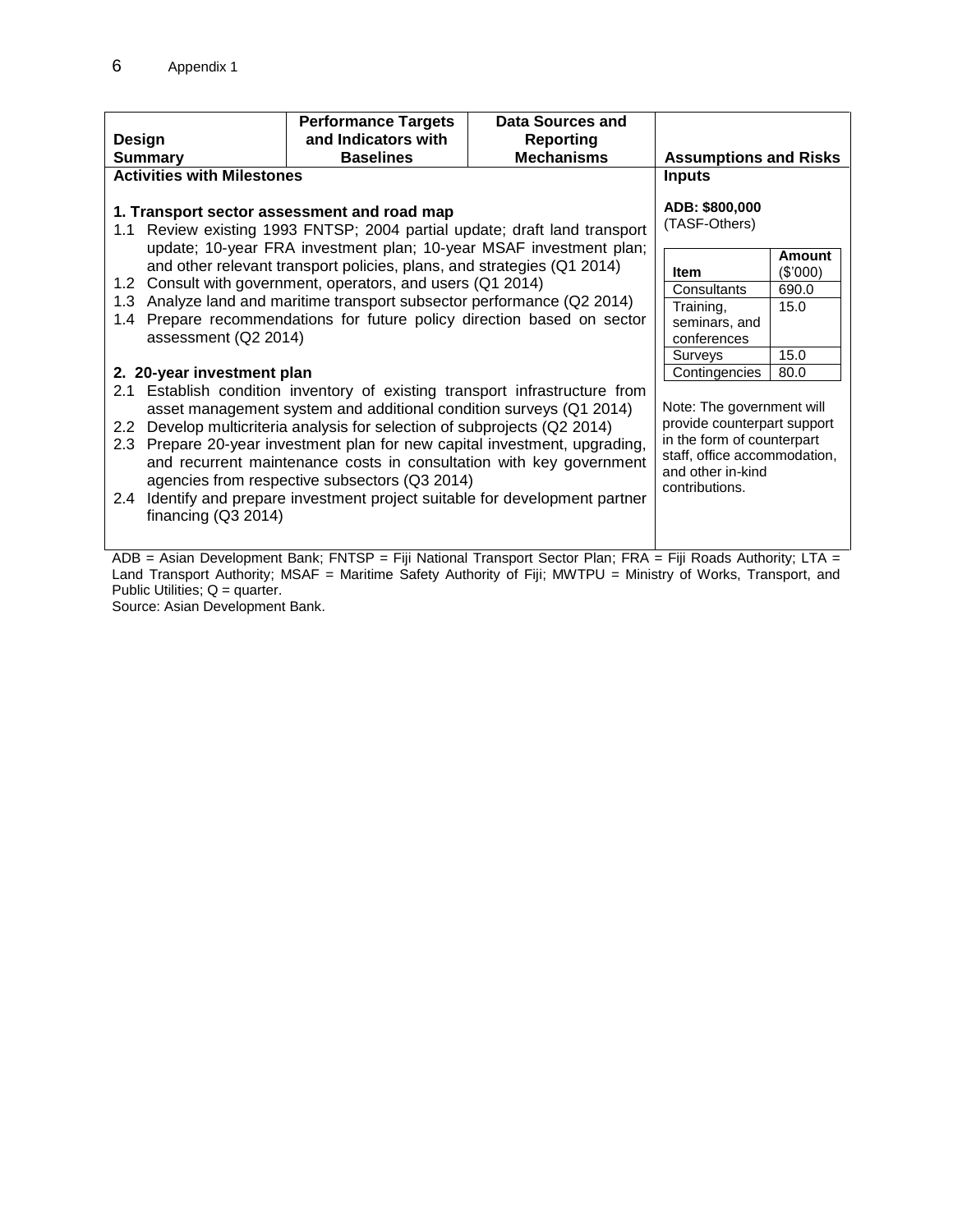| Design Summary | Performance Targets and Indicators with Baselines | Data Sources and Reporting Mechanisms | Assumptions and Risks |
|---|---|---|---|
| **Activities with Milestones** | | | **Inputs** |
| **1. Transport sector assessment and road map**<br>1.1 Review existing 1993 FNTSP; 2004 partial update; draft land transport update; 10-year FRA investment plan; 10-year MSAF investment plan; and other relevant transport policies, plans, and strategies (Q1 2014)<br>1.2 Consult with government, operators, and users (Q1 2014)<br>1.3 Analyze land and maritime transport subsector performance (Q2 2014)<br>1.4 Prepare recommendations for future policy direction based on sector assessment (Q2 2014)<br><br>**2. 20-year investment plan**<br>2.1 Establish condition inventory of existing transport infrastructure from asset management system and additional condition surveys (Q1 2014)<br>2.2 Develop multicriteria analysis for selection of subprojects (Q2 2014)<br>2.3 Prepare 20-year investment plan for new capital investment, upgrading, and recurrent maintenance costs in consultation with key government agencies from respective subsectors (Q3 2014)<br>2.4 Identify and prepare investment project suitable for development partner financing (Q3 2014) | | | **ADB: $800,000**<br>(TASF-Others)<br><br>Item / Amount ($'000):<br>Consultants: 690.0<br>Training, seminars, and conferences: 15.0<br>Surveys: 15.0<br>Contingencies: 80.0<br><br>Note: The government will provide counterpart support in the form of counterpart staff, office accommodation, and other in-kind contributions. |

| Item | Amount ($'000) |
|---|---|
| Consultants | 690.0 |
| Training, seminars, and conferences | 15.0 |
| Surveys | 15.0 |
| Contingencies | 80.0 |

ADB = Asian Development Bank; FNTSP = Fiji National Transport Sector Plan; FRA = Fiji Roads Authority; LTA = Land Transport Authority; MSAF = Maritime Safety Authority of Fiji; MWTPU = Ministry of Works, Transport, and Public Utilities; Q = quarter.

Source: Asian Development Bank.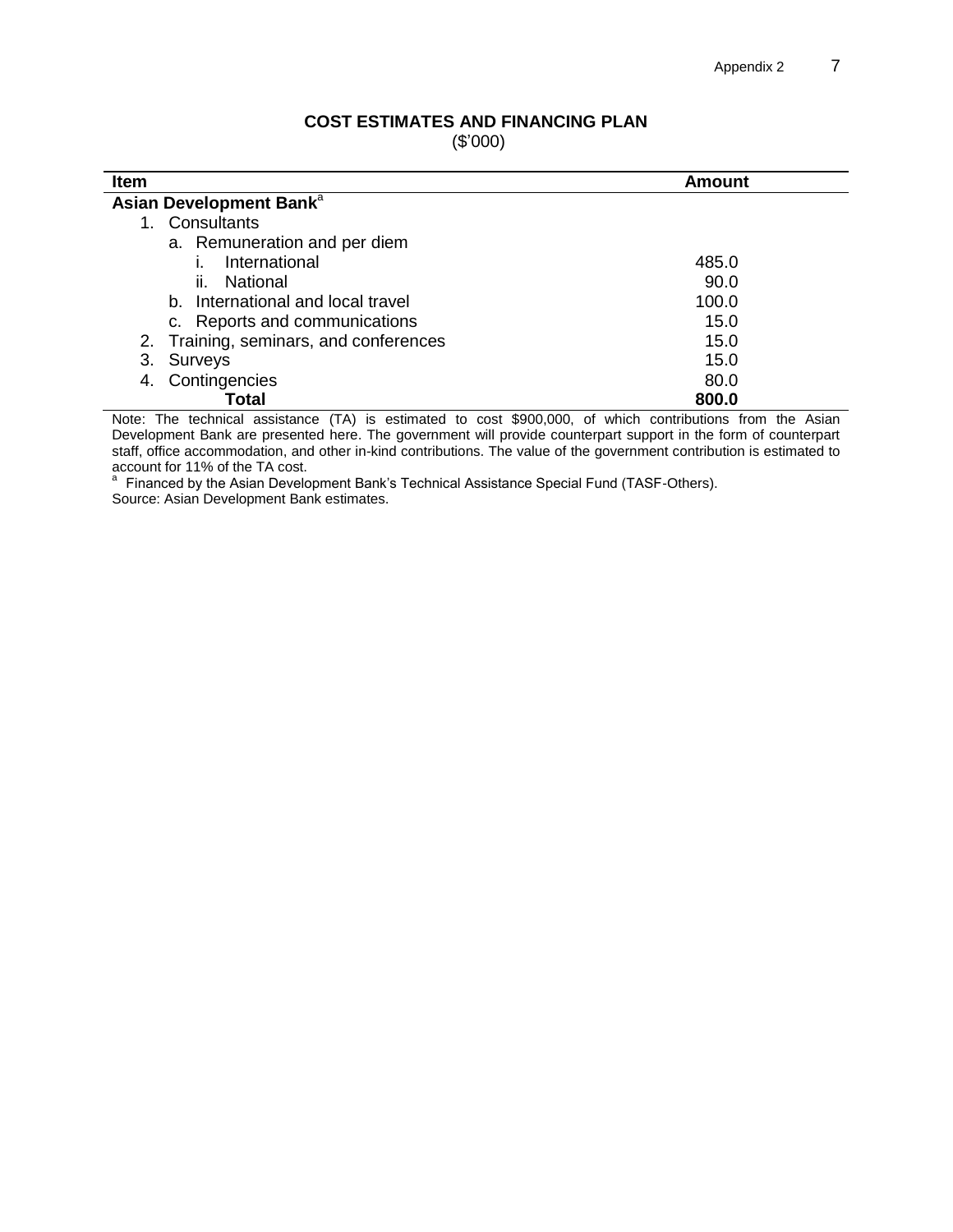## COST ESTIMATES AND FINANCING PLAN

($'000)

| Item | Amount |
|---|---|
| **Asian Development Bank**[a] | |
| 1. Consultants | |
| a. Remuneration and per diem | |
| i. International | 485.0 |
| ii. National | 90.0 |
| b. International and local travel | 100.0 |
| c. Reports and communications | 15.0 |
| 2. Training, seminars, and conferences | 15.0 |
| 3. Surveys | 15.0 |
| 4. Contingencies | 80.0 |
| **Total** | **800.0** |

Note: The technical assistance (TA) is estimated to cost $900,000, of which contributions from the Asian Development Bank are presented here. The government will provide counterpart support in the form of counterpart staff, office accommodation, and other in-kind contributions. The value of the government contribution is estimated to account for 11% of the TA cost.

[a] Financed by the Asian Development Bank's Technical Assistance Special Fund (TASF-Others).

Source: Asian Development Bank estimates.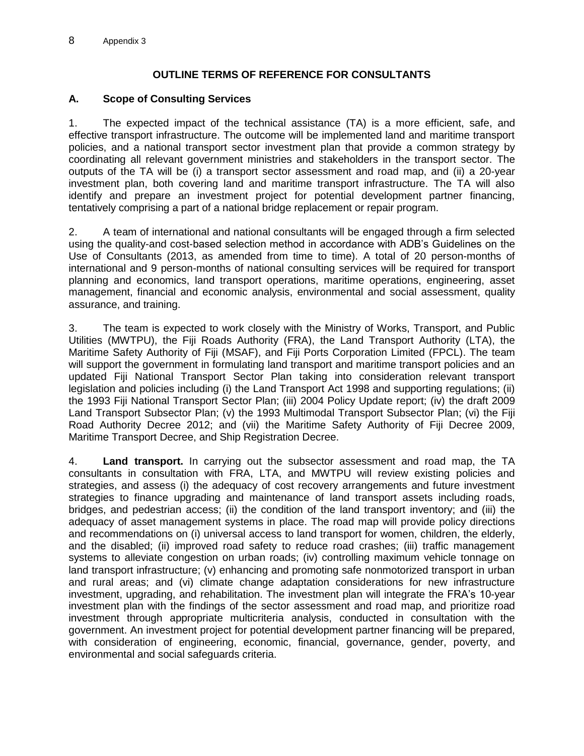## OUTLINE TERMS OF REFERENCE FOR CONSULTANTS

### A. Scope of Consulting Services

1. The expected impact of the technical assistance (TA) is a more efficient, safe, and effective transport infrastructure. The outcome will be implemented land and maritime transport policies, and a national transport sector investment plan that provide a common strategy by coordinating all relevant government ministries and stakeholders in the transport sector. The outputs of the TA will be (i) a transport sector assessment and road map, and (ii) a 20-year investment plan, both covering land and maritime transport infrastructure. The TA will also identify and prepare an investment project for potential development partner financing, tentatively comprising a part of a national bridge replacement or repair program.

2. A team of international and national consultants will be engaged through a firm selected using the quality-and cost-based selection method in accordance with ADB's Guidelines on the Use of Consultants (2013, as amended from time to time). A total of 20 person-months of international and 9 person-months of national consulting services will be required for transport planning and economics, land transport operations, maritime operations, engineering, asset management, financial and economic analysis, environmental and social assessment, quality assurance, and training.

3. The team is expected to work closely with the Ministry of Works, Transport, and Public Utilities (MWTPU), the Fiji Roads Authority (FRA), the Land Transport Authority (LTA), the Maritime Safety Authority of Fiji (MSAF), and Fiji Ports Corporation Limited (FPCL). The team will support the government in formulating land transport and maritime transport policies and an updated Fiji National Transport Sector Plan taking into consideration relevant transport legislation and policies including (i) the Land Transport Act 1998 and supporting regulations; (ii) the 1993 Fiji National Transport Sector Plan; (iii) 2004 Policy Update report; (iv) the draft 2009 Land Transport Subsector Plan; (v) the 1993 Multimodal Transport Subsector Plan; (vi) the Fiji Road Authority Decree 2012; and (vii) the Maritime Safety Authority of Fiji Decree 2009, Maritime Transport Decree, and Ship Registration Decree.

4. **Land transport.** In carrying out the subsector assessment and road map, the TA consultants in consultation with FRA, LTA, and MWTPU will review existing policies and strategies, and assess (i) the adequacy of cost recovery arrangements and future investment strategies to finance upgrading and maintenance of land transport assets including roads, bridges, and pedestrian access; (ii) the condition of the land transport inventory; and (iii) the adequacy of asset management systems in place. The road map will provide policy directions and recommendations on (i) universal access to land transport for women, children, the elderly, and the disabled; (ii) improved road safety to reduce road crashes; (iii) traffic management systems to alleviate congestion on urban roads; (iv) controlling maximum vehicle tonnage on land transport infrastructure; (v) enhancing and promoting safe nonmotorized transport in urban and rural areas; and (vi) climate change adaptation considerations for new infrastructure investment, upgrading, and rehabilitation. The investment plan will integrate the FRA's 10-year investment plan with the findings of the sector assessment and road map, and prioritize road investment through appropriate multicriteria analysis, conducted in consultation with the government. An investment project for potential development partner financing will be prepared, with consideration of engineering, economic, financial, governance, gender, poverty, and environmental and social safeguards criteria.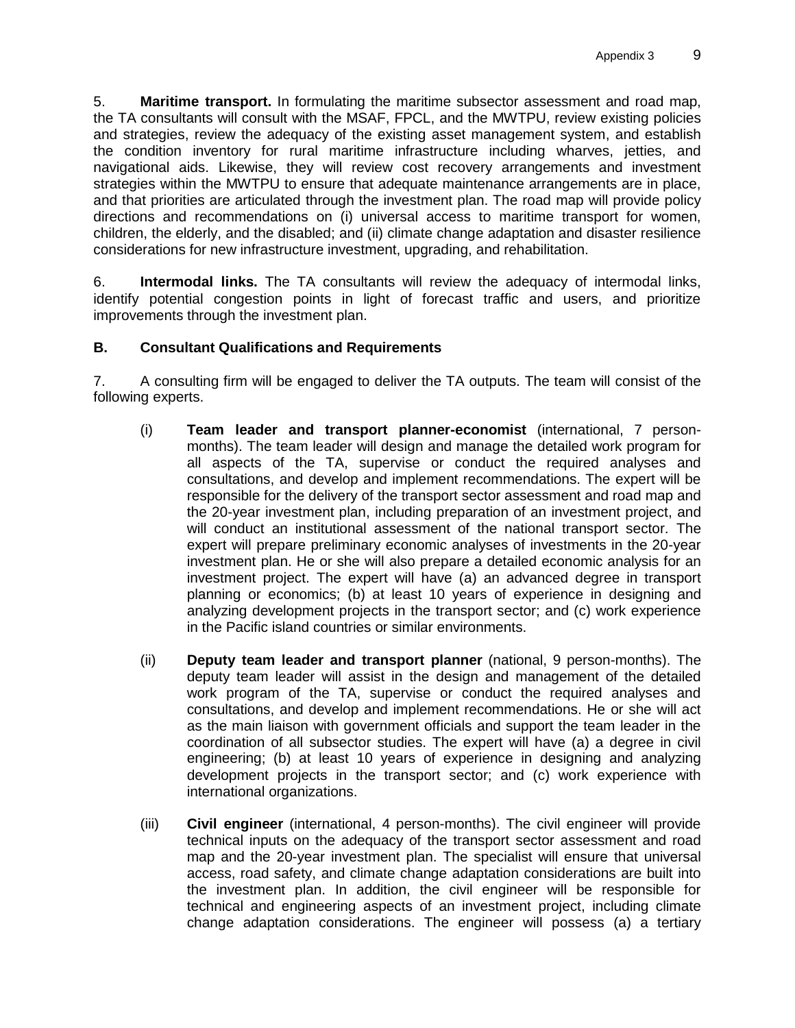5. **Maritime transport.** In formulating the maritime subsector assessment and road map, the TA consultants will consult with the MSAF, FPCL, and the MWTPU, review existing policies and strategies, review the adequacy of the existing asset management system, and establish the condition inventory for rural maritime infrastructure including wharves, jetties, and navigational aids. Likewise, they will review cost recovery arrangements and investment strategies within the MWTPU to ensure that adequate maintenance arrangements are in place, and that priorities are articulated through the investment plan. The road map will provide policy directions and recommendations on (i) universal access to maritime transport for women, children, the elderly, and the disabled; and (ii) climate change adaptation and disaster resilience considerations for new infrastructure investment, upgrading, and rehabilitation.

6. **Intermodal links.** The TA consultants will review the adequacy of intermodal links, identify potential congestion points in light of forecast traffic and users, and prioritize improvements through the investment plan.

### B. Consultant Qualifications and Requirements

7. A consulting firm will be engaged to deliver the TA outputs. The team will consist of the following experts.

(i) **Team leader and transport planner-economist** (international, 7 person-months). The team leader will design and manage the detailed work program for all aspects of the TA, supervise or conduct the required analyses and consultations, and develop and implement recommendations. The expert will be responsible for the delivery of the transport sector assessment and road map and the 20-year investment plan, including preparation of an investment project, and will conduct an institutional assessment of the national transport sector. The expert will prepare preliminary economic analyses of investments in the 20-year investment plan. He or she will also prepare a detailed economic analysis for an investment project. The expert will have (a) an advanced degree in transport planning or economics; (b) at least 10 years of experience in designing and analyzing development projects in the transport sector; and (c) work experience in the Pacific island countries or similar environments.

(ii) **Deputy team leader and transport planner** (national, 9 person-months). The deputy team leader will assist in the design and management of the detailed work program of the TA, supervise or conduct the required analyses and consultations, and develop and implement recommendations. He or she will act as the main liaison with government officials and support the team leader in the coordination of all subsector studies. The expert will have (a) a degree in civil engineering; (b) at least 10 years of experience in designing and analyzing development projects in the transport sector; and (c) work experience with international organizations.

(iii) **Civil engineer** (international, 4 person-months). The civil engineer will provide technical inputs on the adequacy of the transport sector assessment and road map and the 20-year investment plan. The specialist will ensure that universal access, road safety, and climate change adaptation considerations are built into the investment plan. In addition, the civil engineer will be responsible for technical and engineering aspects of an investment project, including climate change adaptation considerations. The engineer will possess (a) a tertiary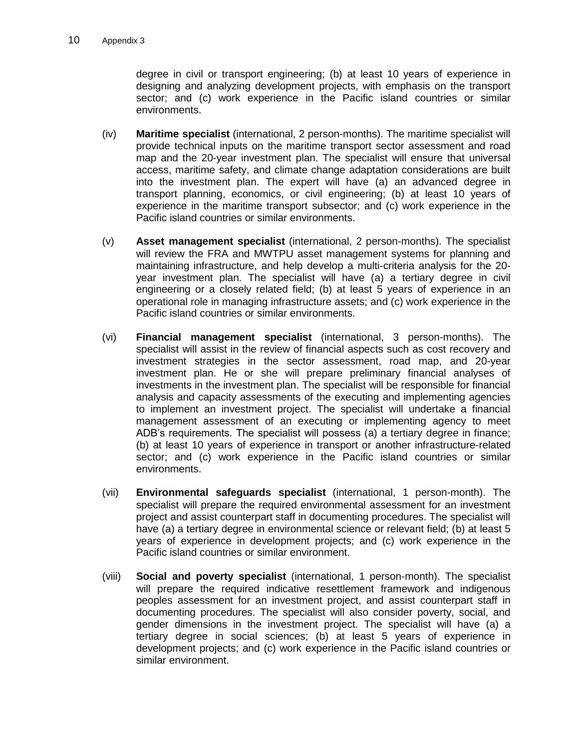degree in civil or transport engineering; (b) at least 10 years of experience in designing and analyzing development projects, with emphasis on the transport sector; and (c) work experience in the Pacific island countries or similar environments.

(iv) **Maritime specialist** (international, 2 person-months). The maritime specialist will provide technical inputs on the maritime transport sector assessment and road map and the 20-year investment plan. The specialist will ensure that universal access, maritime safety, and climate change adaptation considerations are built into the investment plan. The expert will have (a) an advanced degree in transport planning, economics, or civil engineering; (b) at least 10 years of experience in the maritime transport subsector; and (c) work experience in the Pacific island countries or similar environments.

(v) **Asset management specialist** (international, 2 person-months). The specialist will review the FRA and MWTPU asset management systems for planning and maintaining infrastructure, and help develop a multi-criteria analysis for the 20-year investment plan. The specialist will have (a) a tertiary degree in civil engineering or a closely related field; (b) at least 5 years of experience in an operational role in managing infrastructure assets; and (c) work experience in the Pacific island countries or similar environments.

(vi) **Financial management specialist** (international, 3 person-months). The specialist will assist in the review of financial aspects such as cost recovery and investment strategies in the sector assessment, road map, and 20-year investment plan. He or she will prepare preliminary financial analyses of investments in the investment plan. The specialist will be responsible for financial analysis and capacity assessments of the executing and implementing agencies to implement an investment project. The specialist will undertake a financial management assessment of an executing or implementing agency to meet ADB's requirements. The specialist will possess (a) a tertiary degree in finance; (b) at least 10 years of experience in transport or another infrastructure-related sector; and (c) work experience in the Pacific island countries or similar environments.

(vii) **Environmental safeguards specialist** (international, 1 person-month). The specialist will prepare the required environmental assessment for an investment project and assist counterpart staff in documenting procedures. The specialist will have (a) a tertiary degree in environmental science or relevant field; (b) at least 5 years of experience in development projects; and (c) work experience in the Pacific island countries or similar environment.

(viii) **Social and poverty specialist** (international, 1 person-month). The specialist will prepare the required indicative resettlement framework and indigenous peoples assessment for an investment project, and assist counterpart staff in documenting procedures. The specialist will also consider poverty, social, and gender dimensions in the investment project. The specialist will have (a) a tertiary degree in social sciences; (b) at least 5 years of experience in development projects; and (c) work experience in the Pacific island countries or similar environment.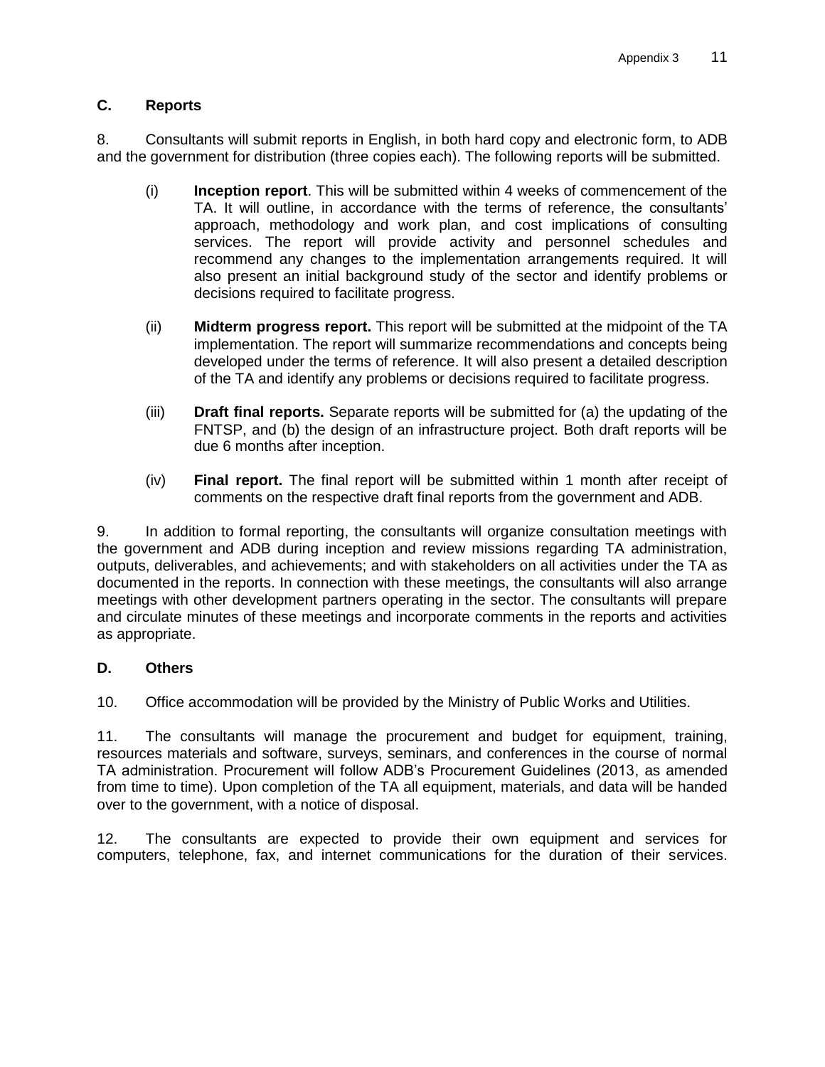### C. Reports

8. Consultants will submit reports in English, in both hard copy and electronic form, to ADB and the government for distribution (three copies each). The following reports will be submitted.

(i) **Inception report**. This will be submitted within 4 weeks of commencement of the TA. It will outline, in accordance with the terms of reference, the consultants' approach, methodology and work plan, and cost implications of consulting services. The report will provide activity and personnel schedules and recommend any changes to the implementation arrangements required. It will also present an initial background study of the sector and identify problems or decisions required to facilitate progress.

(ii) **Midterm progress report.** This report will be submitted at the midpoint of the TA implementation. The report will summarize recommendations and concepts being developed under the terms of reference. It will also present a detailed description of the TA and identify any problems or decisions required to facilitate progress.

(iii) **Draft final reports.** Separate reports will be submitted for (a) the updating of the FNTSP, and (b) the design of an infrastructure project. Both draft reports will be due 6 months after inception.

(iv) **Final report.** The final report will be submitted within 1 month after receipt of comments on the respective draft final reports from the government and ADB.

9. In addition to formal reporting, the consultants will organize consultation meetings with the government and ADB during inception and review missions regarding TA administration, outputs, deliverables, and achievements; and with stakeholders on all activities under the TA as documented in the reports. In connection with these meetings, the consultants will also arrange meetings with other development partners operating in the sector. The consultants will prepare and circulate minutes of these meetings and incorporate comments in the reports and activities as appropriate.

### D. Others

10. Office accommodation will be provided by the Ministry of Public Works and Utilities.

11. The consultants will manage the procurement and budget for equipment, training, resources materials and software, surveys, seminars, and conferences in the course of normal TA administration. Procurement will follow ADB's Procurement Guidelines (2013, as amended from time to time). Upon completion of the TA all equipment, materials, and data will be handed over to the government, with a notice of disposal.

12. The consultants are expected to provide their own equipment and services for computers, telephone, fax, and internet communications for the duration of their services.